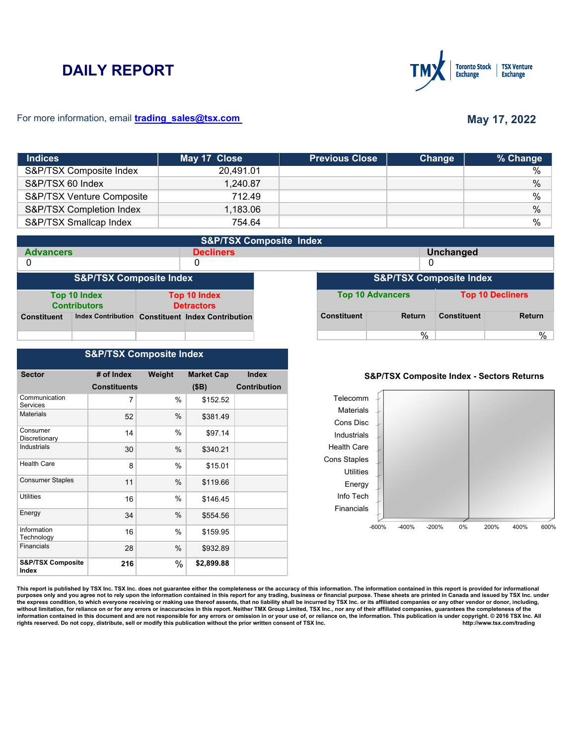# DAILY REPORT

For more information, email trading_sales@tsx.com

**May 17, 2022**

| Indices | May 17 Close | Previous Close | Change | % Change |
|---|---|---|---|---|
| S&P/TSX Composite Index | 20,491.01 | | | % |
| S&P/TSX 60 Index | 1,240.87 | | | % |
| S&P/TSX Venture Composite | 712.49 | | | % |
| S&P/TSX Completion Index | 1,183.06 | | | % |
| S&P/TSX Smallcap Index | 754.64 | | | % |

**S&P/TSX Composite Index**

| Advancers | Decliners | Unchanged |
|---|---|---|
| 0 | 0 | 0 |

**S&P/TSX Composite Index**

| Top 10 Index Contributors | | Top 10 Index Detractors | |
|---|---|---|---|
| Constituent | Index Contribution | Constituent | Index Contribution |
| | | | |

**S&P/TSX Composite Index**

| Top 10 Advancers | | Top 10 Decliners | |
|---|---|---|---|
| Constituent | Return | Constituent | Return |
| | % | | % |

**S&P/TSX Composite Index**

| Sector | # of Index Constituents | Weight | Market Cap ($B) | Index Contribution |
|---|---|---|---|---|
| Communication Services | 7 | % | $152.52 | |
| Materials | 52 | % | $381.49 | |
| Consumer Discretionary | 14 | % | $97.14 | |
| Industrials | 30 | % | $340.21 | |
| Health Care | 8 | % | $15.01 | |
| Consumer Staples | 11 | % | $119.66 | |
| Utilities | 16 | % | $146.45 | |
| Energy | 34 | % | $554.56 | |
| Information Technology | 16 | % | $159.95 | |
| Financials | 28 | % | $932.89 | |
| **S&P/TSX Composite Index** | **216** | % | **$2,899.88** | |

**S&P/TSX Composite Index - Sectors Returns**

Telecomm, Materials, Cons Disc, Industrials, Health Care, Cons Staples, Utilities, Energy, Info Tech, Financials

-600% -400% -200% 0% 200% 400% 600%

This report is published by TSX Inc. TSX Inc. does not guarantee either the completeness or the accuracy of this information. The information contained in this report is provided for informational purposes only and you agree not to rely upon the information contained in this report for any trading, business or financial purpose. These sheets are printed in Canada and issued by TSX Inc. under the express condition, to which everyone receiving or making use thereof assents, that no liability shall be incurred by TSX Inc. or its affiliated companies or any other vendor or donor, including, without limitation, for reliance on or for any errors or inaccuracies in this report. Neither TMX Group Limited, TSX Inc., nor any of their affiliated companies, guarantees the completeness of the information contained in this document and are not responsible for any errors or omission in or your use of, or reliance on, the information. This publication is under copyright. © 2016 TSX Inc. All rights reserved. Do not copy, distribute, sell or modify this publication without the prior written consent of TSX Inc. http://www.tsx.com/trading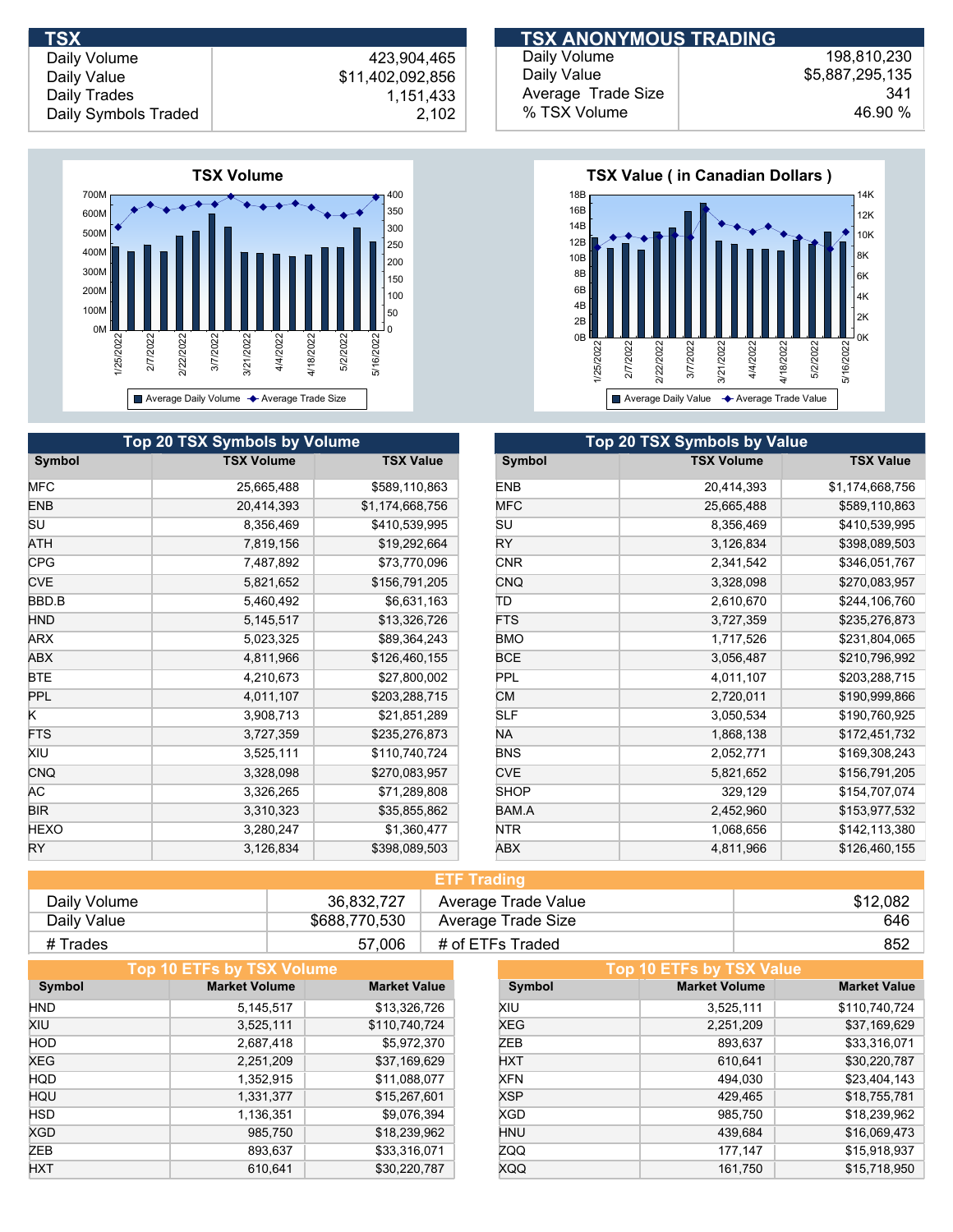## TSX

| | |
|---|---|
| Daily Volume | 423,904,465 |
| Daily Value | $11,402,092,856 |
| Daily Trades | 1,151,433 |
| Daily Symbols Traded | 2,102 |

## TSX ANONYMOUS TRADING

| | |
|---|---|
| Daily Volume | 198,810,230 |
| Daily Value | $5,887,295,135 |
| Average Trade Size | 341 |
| % TSX Volume | 46.90 % |

**TSX Volume**

**TSX Value ( in Canadian Dollars )**

## Top 20 TSX Symbols by Volume

| Symbol | TSX Volume | TSX Value |
|---|---|---|
| MFC | 25,665,488 | $589,110,863 |
| ENB | 20,414,393 | $1,174,668,756 |
| SU | 8,356,469 | $410,539,995 |
| ATH | 7,819,156 | $19,292,664 |
| CPG | 7,487,892 | $73,770,096 |
| CVE | 5,821,652 | $156,791,205 |
| BBD.B | 5,460,492 | $6,631,163 |
| HND | 5,145,517 | $13,326,726 |
| ARX | 5,023,325 | $89,364,243 |
| ABX | 4,811,966 | $126,460,155 |
| BTE | 4,210,673 | $27,800,002 |
| PPL | 4,011,107 | $203,288,715 |
| K | 3,908,713 | $21,851,289 |
| FTS | 3,727,359 | $235,276,873 |
| XIU | 3,525,111 | $110,740,724 |
| CNQ | 3,328,098 | $270,083,957 |
| AC | 3,326,265 | $71,289,808 |
| BIR | 3,310,323 | $35,855,862 |
| HEXO | 3,280,247 | $1,360,477 |
| RY | 3,126,834 | $398,089,503 |

## Top 20 TSX Symbols by Value

| Symbol | TSX Volume | TSX Value |
|---|---|---|
| ENB | 20,414,393 | $1,174,668,756 |
| MFC | 25,665,488 | $589,110,863 |
| SU | 8,356,469 | $410,539,995 |
| RY | 3,126,834 | $398,089,503 |
| CNR | 2,341,542 | $346,051,767 |
| CNQ | 3,328,098 | $270,083,957 |
| TD | 2,610,670 | $244,106,760 |
| FTS | 3,727,359 | $235,276,873 |
| BMO | 1,717,526 | $231,804,065 |
| BCE | 3,056,487 | $210,796,992 |
| PPL | 4,011,107 | $203,288,715 |
| CM | 2,720,011 | $190,999,866 |
| SLF | 3,050,534 | $190,760,925 |
| NA | 1,868,138 | $172,451,732 |
| BNS | 2,052,771 | $169,308,243 |
| CVE | 5,821,652 | $156,791,205 |
| SHOP | 329,129 | $154,707,074 |
| BAM.A | 2,452,960 | $153,977,532 |
| NTR | 1,068,656 | $142,113,380 |
| ABX | 4,811,966 | $126,460,155 |

## ETF Trading

| | | | |
|---|---|---|---|
| Daily Volume | 36,832,727 | Average Trade Value | $12,082 |
| Daily Value | $688,770,530 | Average Trade Size | 646 |
| # Trades | 57,006 | # of ETFs Traded | 852 |

## Top 10 ETFs by TSX Volume

| Symbol | Market Volume | Market Value |
|---|---|---|
| HND | 5,145,517 | $13,326,726 |
| XIU | 3,525,111 | $110,740,724 |
| HOD | 2,687,418 | $5,972,370 |
| XEG | 2,251,209 | $37,169,629 |
| HQD | 1,352,915 | $11,088,077 |
| HQU | 1,331,377 | $15,267,601 |
| HSD | 1,136,351 | $9,076,394 |
| XGD | 985,750 | $18,239,962 |
| ZEB | 893,637 | $33,316,071 |
| HXT | 610,641 | $30,220,787 |

## Top 10 ETFs by TSX Value

| Symbol | Market Volume | Market Value |
|---|---|---|
| XIU | 3,525,111 | $110,740,724 |
| XEG | 2,251,209 | $37,169,629 |
| ZEB | 893,637 | $33,316,071 |
| HXT | 610,641 | $30,220,787 |
| XFN | 494,030 | $23,404,143 |
| XSP | 429,465 | $18,755,781 |
| XGD | 985,750 | $18,239,962 |
| HNU | 439,684 | $16,069,473 |
| ZQQ | 177,147 | $15,918,937 |
| XQQ | 161,750 | $15,718,950 |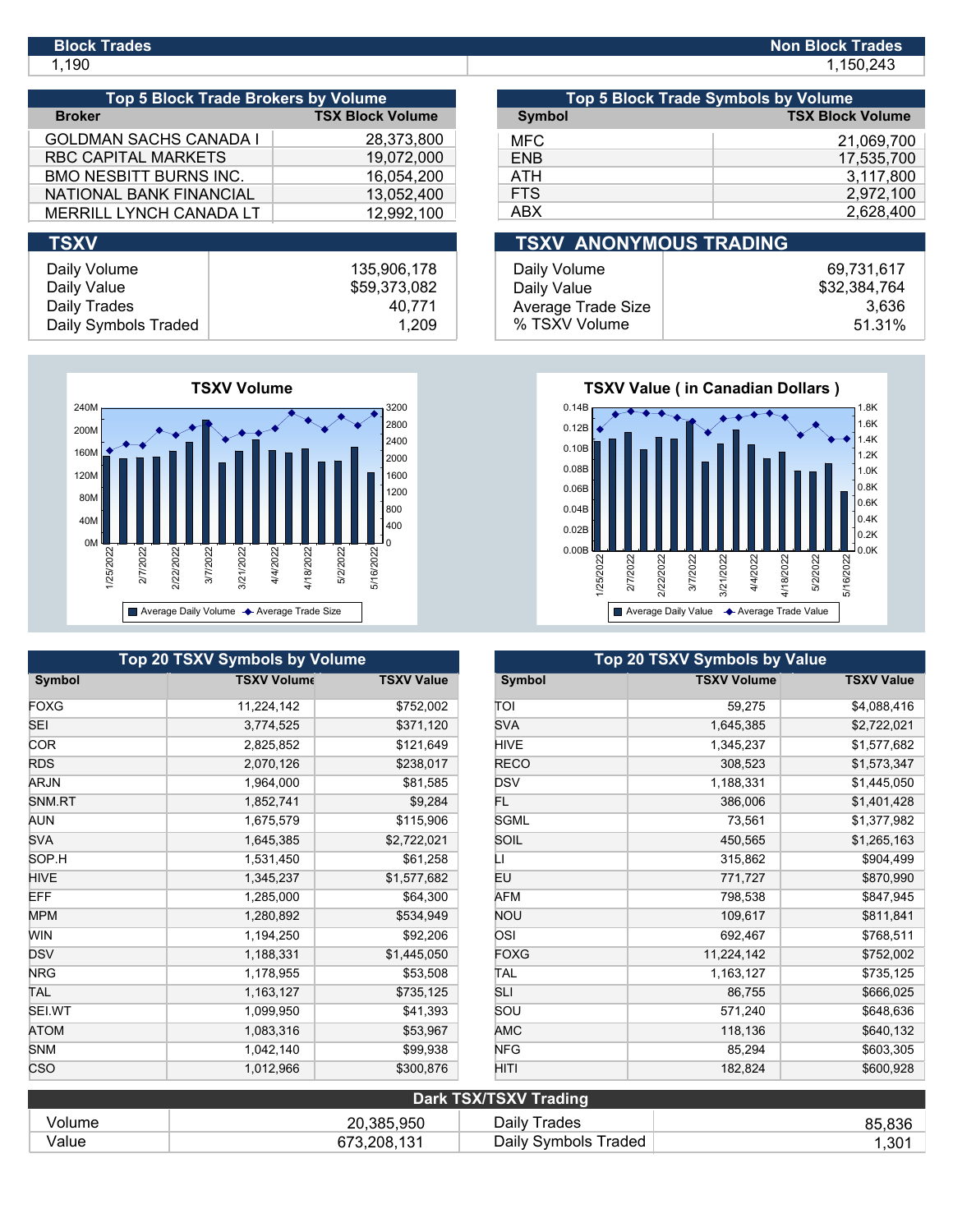| Block Trades | Non Block Trades |
|---|---|
| 1,190 | 1,150,243 |

## Top 5 Block Trade Brokers by Volume

| Broker | TSX Block Volume |
|---|---|
| GOLDMAN SACHS CANADA I | 28,373,800 |
| RBC CAPITAL MARKETS | 19,072,000 |
| BMO NESBITT BURNS INC. | 16,054,200 |
| NATIONAL BANK FINANCIAL | 13,052,400 |
| MERRILL LYNCH CANADA LT | 12,992,100 |

## Top 5 Block Trade Symbols by Volume

| Symbol | TSX Block Volume |
|---|---|
| MFC | 21,069,700 |
| ENB | 17,535,700 |
| ATH | 3,117,800 |
| FTS | 2,972,100 |
| ABX | 2,628,400 |

## TSXV

| | |
|---|---|
| Daily Volume | 135,906,178 |
| Daily Value | $59,373,082 |
| Daily Trades | 40,771 |
| Daily Symbols Traded | 1,209 |

## TSXV ANONYMOUS TRADING

| | |
|---|---|
| Daily Volume | 69,731,617 |
| Daily Value | $32,384,764 |
| Average Trade Size | 3,636 |
| % TSXV Volume | 51.31% |

TSXV Volume

240M 200M 160M 120M 80M 40M 0M

3200 2800 2400 2000 1600 1200 800 400 0

1/25/2022 2/7/2022 2/22/2022 3/7/2022 3/21/2022 4/4/2022 4/18/2022 5/2/2022 5/16/2022

Average Daily Volume, Average Trade Size

TSXV Value ( in Canadian Dollars )

0.14B 0.12B 0.10B 0.08B 0.06B 0.04B 0.02B 0.00B

1.8K 1.6K 1.4K 1.2K 1.0K 0.8K 0.6K 0.4K 0.2K 0.0K

1/25/2022 2/7/2022 2/22/2022 3/7/2022 3/21/2022 4/4/2022 4/18/2022 5/2/2022 5/16/2022

Average Daily Value, Average Trade Value

## Top 20 TSXV Symbols by Volume

| Symbol | TSXV Volume | TSXV Value |
|---|---|---|
| FOXG | 11,224,142 | $752,002 |
| SEI | 3,774,525 | $371,120 |
| COR | 2,825,852 | $121,649 |
| RDS | 2,070,126 | $238,017 |
| ARJN | 1,964,000 | $81,585 |
| SNM.RT | 1,852,741 | $9,284 |
| AUN | 1,675,579 | $115,906 |
| SVA | 1,645,385 | $2,722,021 |
| SOP.H | 1,531,450 | $61,258 |
| HIVE | 1,345,237 | $1,577,682 |
| EFF | 1,285,000 | $64,300 |
| MPM | 1,280,892 | $534,949 |
| WIN | 1,194,250 | $92,206 |
| DSV | 1,188,331 | $1,445,050 |
| NRG | 1,178,955 | $53,508 |
| TAL | 1,163,127 | $735,125 |
| SEI.WT | 1,099,950 | $41,393 |
| ATOM | 1,083,316 | $53,967 |
| SNM | 1,042,140 | $99,938 |
| CSO | 1,012,966 | $300,876 |

## Top 20 TSXV Symbols by Value

| Symbol | TSXV Volume | TSXV Value |
|---|---|---|
| TOI | 59,275 | $4,088,416 |
| SVA | 1,645,385 | $2,722,021 |
| HIVE | 1,345,237 | $1,577,682 |
| RECO | 308,523 | $1,573,347 |
| DSV | 1,188,331 | $1,445,050 |
| FL | 386,006 | $1,401,428 |
| SGML | 73,561 | $1,377,982 |
| SOIL | 450,565 | $1,265,163 |
| LI | 315,862 | $904,499 |
| EU | 771,727 | $870,990 |
| AFM | 798,538 | $847,945 |
| NOU | 109,617 | $811,841 |
| OSI | 692,467 | $768,511 |
| FOXG | 11,224,142 | $752,002 |
| TAL | 1,163,127 | $735,125 |
| SLI | 86,755 | $666,025 |
| SOU | 571,240 | $648,636 |
| AMC | 118,136 | $640,132 |
| NFG | 85,294 | $603,305 |
| HITI | 182,824 | $600,928 |

## Dark TSX/TSXV Trading

| | | | |
|---|---|---|---|
| Volume | 20,385,950 | Daily Trades | 85,836 |
| Value | 673,208,131 | Daily Symbols Traded | 1,301 |